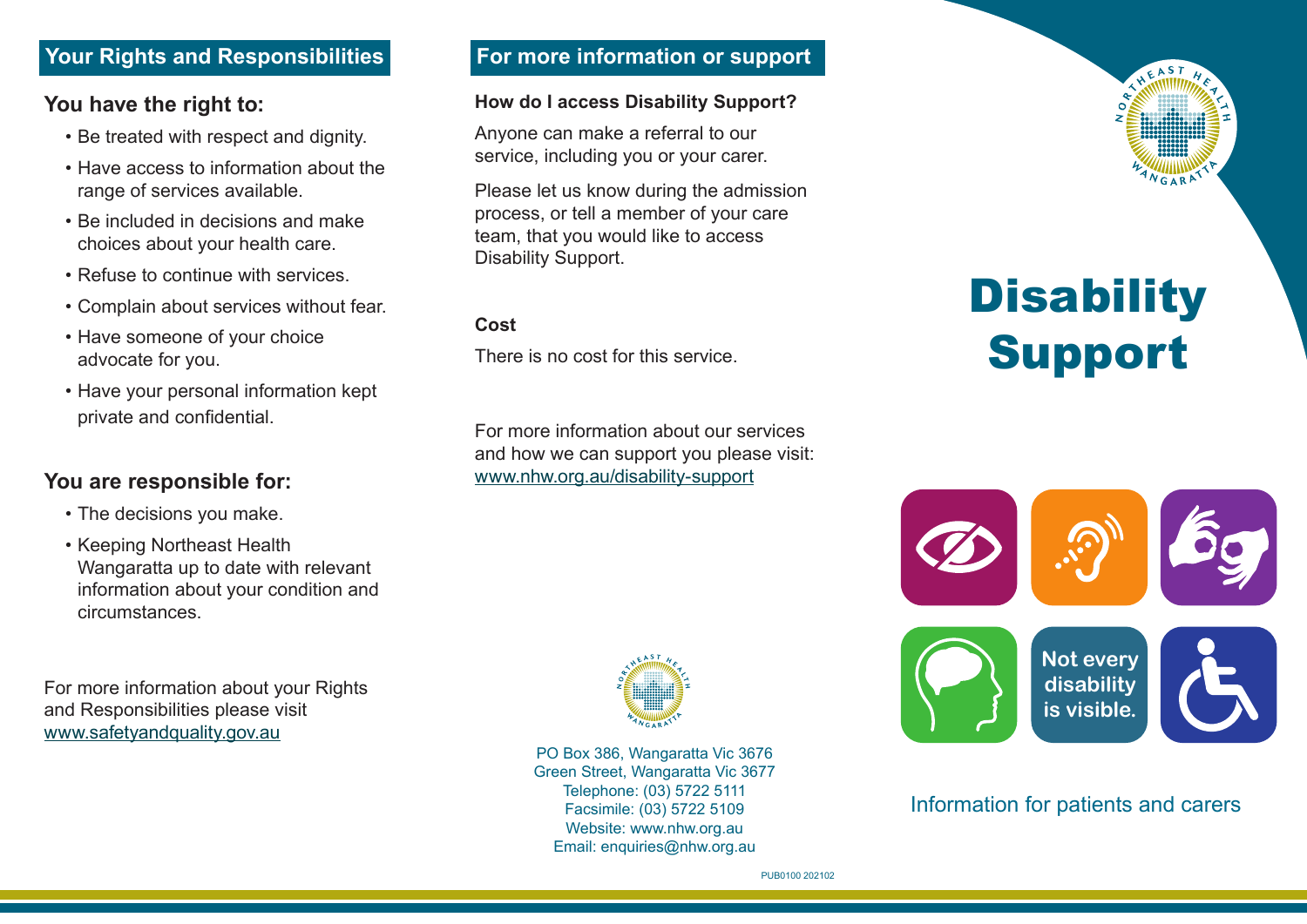# Disability Support

Information for patients and carers

Not every disability is visible.

## Your Rights and Responsibilities

### You have the right to:

- Be treated with respect and dignity.
- Have access to information about the range of services available.
- Be included in decisions and make choices about your health care.
- Refuse to continue with services.
- Complain about services without fear.
- Have someone of your choice advocate for you.
- Have your personal information kept private and confidential.

### You are responsible for:

- The decisions you make.
- Keeping Northeast Health Wangaratta up to date with relevant information about your condition and circumstances.

For more information about your Rights and Responsibilities please visit [www.safetyandquality.gov.au](www.safetyandquality.gov.au)

## For more information or support

**How do I access Disability Support?**

Anyone can make a referral to our service, including you or your carer.

Please let us know during the admission process, or tell a member of your care team, that you would like to access Disability Support.

**Cost**

There is no cost for this service.

For more information about our services and how we can support you please visit: [www.nhw.org.au/disability-support](www.nhw.org.au/disability-support)

PO Box 386, Wangaratta Vic 3676
Green Street, Wangaratta Vic 3677
Telephone: (03) 5722 5111
Facsimile: (03) 5722 5109
Website: www.nhw.org.au
Email: enquiries@nhw.org.au

PUB0100 202102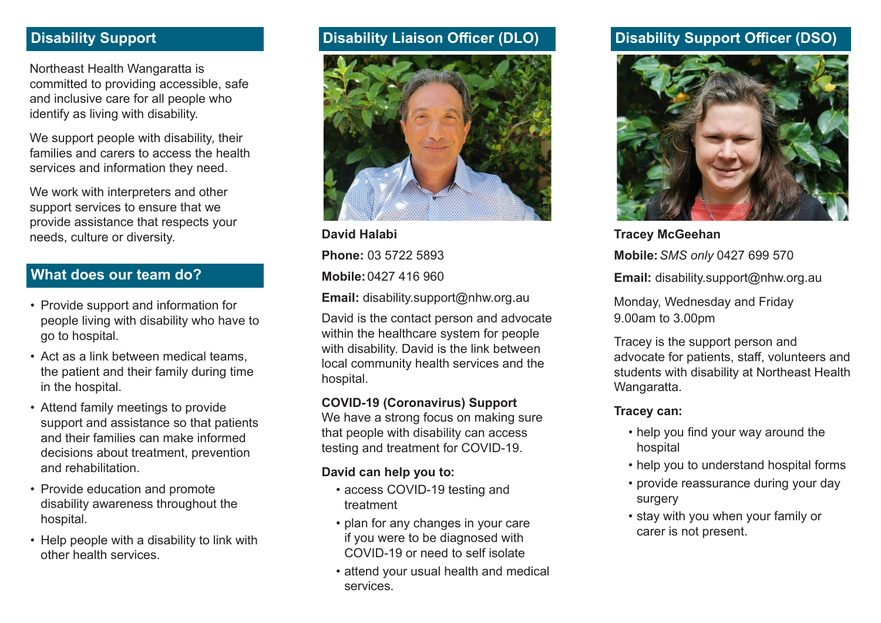## Disability Support

Northeast Health Wangaratta is committed to providing accessible, safe and inclusive care for all people who identify as living with disability.

We support people with disability, their families and carers to access the health services and information they need.

We work with interpreters and other support services to ensure that we provide assistance that respects your needs, culture or diversity.

## What does our team do?

- Provide support and information for people living with disability who have to go to hospital.
- Act as a link between medical teams, the patient and their family during time in the hospital.
- Attend family meetings to provide support and assistance so that patients and their families can make informed decisions about treatment, prevention and rehabilitation.
- Provide education and promote disability awareness throughout the hospital.
- Help people with a disability to link with other health services.

## Disability Liaison Officer (DLO)

**David Halabi**

**Phone:** 03 5722 5893

**Mobile:** 0427 416 960

**Email:** disability.support@nhw.org.au

David is the contact person and advocate within the healthcare system for people with disability. David is the link between local community health services and the hospital.

**COVID-19 (Coronavirus) Support**

We have a strong focus on making sure that people with disability can access testing and treatment for COVID-19.

**David can help you to:**

- access COVID-19 testing and treatment
- plan for any changes in your care if you were to be diagnosed with COVID-19 or need to self isolate
- attend your usual health and medical services.

## Disability Support Officer (DSO)

**Tracey McGeehan**

**Mobile:** *SMS only* 0427 699 570

**Email:** disability.support@nhw.org.au

Monday, Wednesday and Friday
9.00am to 3.00pm

Tracey is the support person and advocate for patients, staff, volunteers and students with disability at Northeast Health Wangaratta.

**Tracey can:**

- help you find your way around the hospital
- help you to understand hospital forms
- provide reassurance during your day surgery
- stay with you when your family or carer is not present.